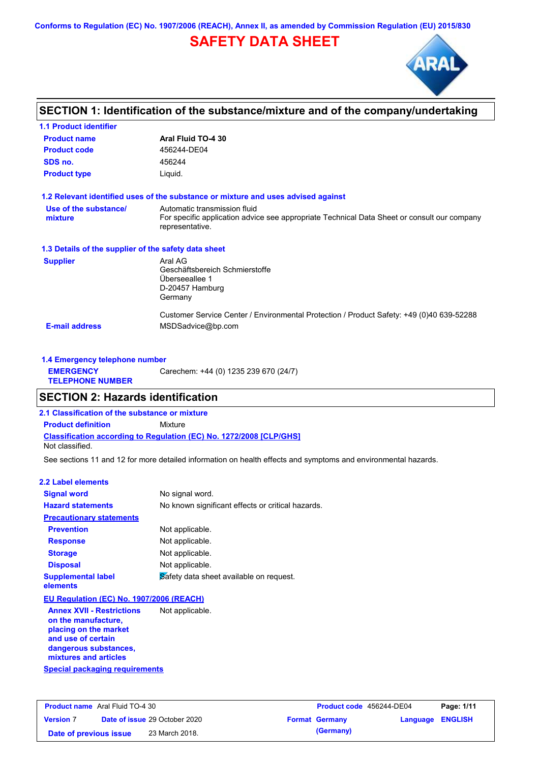Conforms to Regulation (EC) No. 1907/2006 (REACH), Annex II, as amended by Commission Regulation (EU) 2015/830

# SAFETY DATA SHEET

## SECTION 1: Identification of the substance/mixture and of the company/undertaking

### 1.1 Product identifier

| | |
|---|---|
| **Product name** | **Aral Fluid TO-4 30** |
| **Product code** | 456244-DE04 |
| **SDS no.** | 456244 |
| **Product type** | Liquid. |

### 1.2 Relevant identified uses of the substance or mixture and uses advised against

| | |
|---|---|
| **Use of the substance/ mixture** | Automatic transmission fluid<br>For specific application advice see appropriate Technical Data Sheet or consult our company representative. |

### 1.3 Details of the supplier of the safety data sheet

| | |
|---|---|
| **Supplier** | Aral AG<br>Geschäftsbereich Schmierstoffe<br>Überseeallee 1<br>D-20457 Hamburg<br>Germany<br><br>Customer Service Center / Environmental Protection / Product Safety: +49 (0)40 639-52288 |
| **E-mail address** | MSDSadvice@bp.com |

### 1.4 Emergency telephone number

| | |
|---|---|
| **EMERGENCY TELEPHONE NUMBER** | Carechem: +44 (0) 1235 239 670 (24/7) |

## SECTION 2: Hazards identification

### 2.1 Classification of the substance or mixture

**Product definition** Mixture

**Classification according to Regulation (EC) No. 1272/2008 [CLP/GHS]**

Not classified.

See sections 11 and 12 for more detailed information on health effects and symptoms and environmental hazards.

### 2.2 Label elements

| | |
|---|---|
| **Signal word** | No signal word. |
| **Hazard statements** | No known significant effects or critical hazards. |
| **Precautionary statements** | |
| **Prevention** | Not applicable. |
| **Response** | Not applicable. |
| **Storage** | Not applicable. |
| **Disposal** | Not applicable. |
| **Supplemental label elements** | Safety data sheet available on request. |

**EU Regulation (EC) No. 1907/2006 (REACH)**

| | |
|---|---|
| **Annex XVII - Restrictions on the manufacture, placing on the market and use of certain dangerous substances, mixtures and articles** | Not applicable. |

**Special packaging requirements**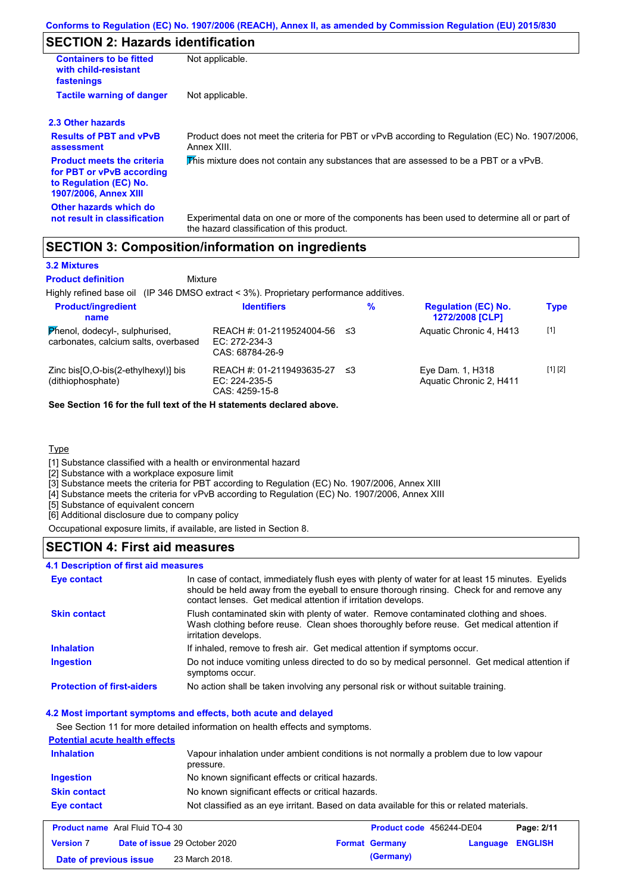Conforms to Regulation (EC) No. 1907/2006 (REACH), Annex II, as amended by Commission Regulation (EU) 2015/830

## SECTION 2: Hazards identification

| | |
|---|---|
| **Containers to be fitted with child-resistant fastenings** | Not applicable. |
| **Tactile warning of danger** | Not applicable. |

**2.3 Other hazards**

| | |
|---|---|
| **Results of PBT and vPvB assessment** | Product does not meet the criteria for PBT or vPvB according to Regulation (EC) No. 1907/2006, Annex XIII. |
| **Product meets the criteria for PBT or vPvB according to Regulation (EC) No. 1907/2006, Annex XIII** | This mixture does not contain any substances that are assessed to be a PBT or a vPvB. |
| **Other hazards which do not result in classification** | Experimental data on one or more of the components has been used to determine all or part of the hazard classification of this product. |

## SECTION 3: Composition/information on ingredients

**3.2 Mixtures**

**Product definition** Mixture

Highly refined base oil (IP 346 DMSO extract < 3%). Proprietary performance additives.

| Product/ingredient name | Identifiers | % | Regulation (EC) No. 1272/2008 [CLP] | Type |
|---|---|---|---|---|
| Phenol, dodecyl-, sulphurised, carbonates, calcium salts, overbased | REACH #: 01-2119524004-56<br>EC: 272-234-3<br>CAS: 68784-26-9 | ≤3 | Aquatic Chronic 4, H413 | [1] |
| Zinc bis[O,O-bis(2-ethylhexyl)] bis (dithiophosphate) | REACH #: 01-2119493635-27<br>EC: 224-235-5<br>CAS: 4259-15-8 | ≤3 | Eye Dam. 1, H318<br>Aquatic Chronic 2, H411 | [1] [2] |

**See Section 16 for the full text of the H statements declared above.**

Type

[1] Substance classified with a health or environmental hazard
[2] Substance with a workplace exposure limit
[3] Substance meets the criteria for PBT according to Regulation (EC) No. 1907/2006, Annex XIII
[4] Substance meets the criteria for vPvB according to Regulation (EC) No. 1907/2006, Annex XIII
[5] Substance of equivalent concern
[6] Additional disclosure due to company policy

Occupational exposure limits, if available, are listed in Section 8.

## SECTION 4: First aid measures

**4.1 Description of first aid measures**

| | |
|---|---|
| **Eye contact** | In case of contact, immediately flush eyes with plenty of water for at least 15 minutes. Eyelids should be held away from the eyeball to ensure thorough rinsing. Check for and remove any contact lenses. Get medical attention if irritation develops. |
| **Skin contact** | Flush contaminated skin with plenty of water. Remove contaminated clothing and shoes. Wash clothing before reuse. Clean shoes thoroughly before reuse. Get medical attention if irritation develops. |
| **Inhalation** | If inhaled, remove to fresh air. Get medical attention if symptoms occur. |
| **Ingestion** | Do not induce vomiting unless directed to do so by medical personnel. Get medical attention if symptoms occur. |
| **Protection of first-aiders** | No action shall be taken involving any personal risk or without suitable training. |

**4.2 Most important symptoms and effects, both acute and delayed**

See Section 11 for more detailed information on health effects and symptoms.

**Potential acute health effects**

| | |
|---|---|
| **Inhalation** | Vapour inhalation under ambient conditions is not normally a problem due to low vapour pressure. |
| **Ingestion** | No known significant effects or critical hazards. |
| **Skin contact** | No known significant effects or critical hazards. |
| **Eye contact** | Not classified as an eye irritant. Based on data available for this or related materials. |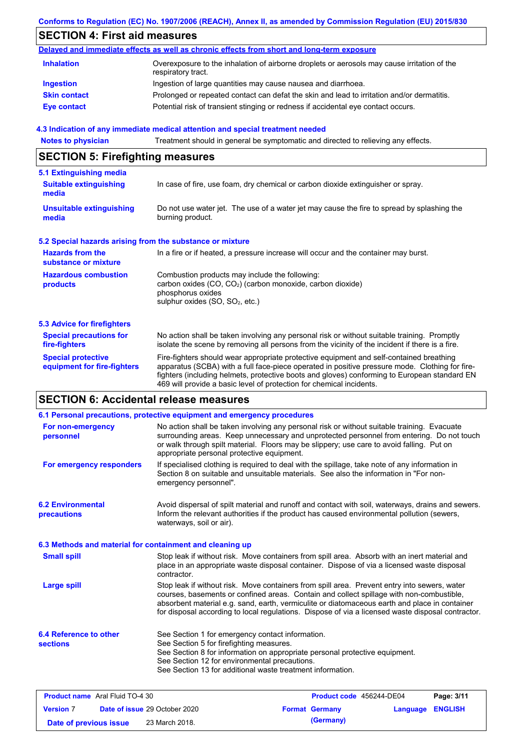## SECTION 4: First aid measures

**Delayed and immediate effects as well as chronic effects from short and long-term exposure**

| | |
|---|---|
| **Inhalation** | Overexposure to the inhalation of airborne droplets or aerosols may cause irritation of the respiratory tract. |
| **Ingestion** | Ingestion of large quantities may cause nausea and diarrhoea. |
| **Skin contact** | Prolonged or repeated contact can defat the skin and lead to irritation and/or dermatitis. |
| **Eye contact** | Potential risk of transient stinging or redness if accidental eye contact occurs. |

### 4.3 Indication of any immediate medical attention and special treatment needed

| | |
|---|---|
| **Notes to physician** | Treatment should in general be symptomatic and directed to relieving any effects. |

## SECTION 5: Firefighting measures

### 5.1 Extinguishing media

| | |
|---|---|
| **Suitable extinguishing media** | In case of fire, use foam, dry chemical or carbon dioxide extinguisher or spray. |
| **Unsuitable extinguishing media** | Do not use water jet. The use of a water jet may cause the fire to spread by splashing the burning product. |

### 5.2 Special hazards arising from the substance or mixture

| | |
|---|---|
| **Hazards from the substance or mixture** | In a fire or if heated, a pressure increase will occur and the container may burst. |
| **Hazardous combustion products** | Combustion products may include the following:<br>carbon oxides (CO, $CO_2$) (carbon monoxide, carbon dioxide)<br>phosphorus oxides<br>sulphur oxides (SO, $SO_2$, etc.) |

### 5.3 Advice for firefighters

| | |
|---|---|
| **Special precautions for fire-fighters** | No action shall be taken involving any personal risk or without suitable training. Promptly isolate the scene by removing all persons from the vicinity of the incident if there is a fire. |
| **Special protective equipment for fire-fighters** | Fire-fighters should wear appropriate protective equipment and self-contained breathing apparatus (SCBA) with a full face-piece operated in positive pressure mode. Clothing for fire-fighters (including helmets, protective boots and gloves) conforming to European standard EN 469 will provide a basic level of protection for chemical incidents. |

## SECTION 6: Accidental release measures

### 6.1 Personal precautions, protective equipment and emergency procedures

| | |
|---|---|
| **For non-emergency personnel** | No action shall be taken involving any personal risk or without suitable training. Evacuate surrounding areas. Keep unnecessary and unprotected personnel from entering. Do not touch or walk through spilt material. Floors may be slippery; use care to avoid falling. Put on appropriate personal protective equipment. |
| **For emergency responders** | If specialised clothing is required to deal with the spillage, take note of any information in Section 8 on suitable and unsuitable materials. See also the information in "For non-emergency personnel". |

| | |
|---|---|
| **6.2 Environmental precautions** | Avoid dispersal of spilt material and runoff and contact with soil, waterways, drains and sewers. Inform the relevant authorities if the product has caused environmental pollution (sewers, waterways, soil or air). |

### 6.3 Methods and material for containment and cleaning up

| | |
|---|---|
| **Small spill** | Stop leak if without risk. Move containers from spill area. Absorb with an inert material and place in an appropriate waste disposal container. Dispose of via a licensed waste disposal contractor. |
| **Large spill** | Stop leak if without risk. Move containers from spill area. Prevent entry into sewers, water courses, basements or confined areas. Contain and collect spillage with non-combustible, absorbent material e.g. sand, earth, vermiculite or diatomaceous earth and place in container for disposal according to local regulations. Dispose of via a licensed waste disposal contractor. |

| | |
|---|---|
| **6.4 Reference to other sections** | See Section 1 for emergency contact information.<br>See Section 5 for firefighting measures.<br>See Section 8 for information on appropriate personal protective equipment.<br>See Section 12 for environmental precautions.<br>See Section 13 for additional waste treatment information. |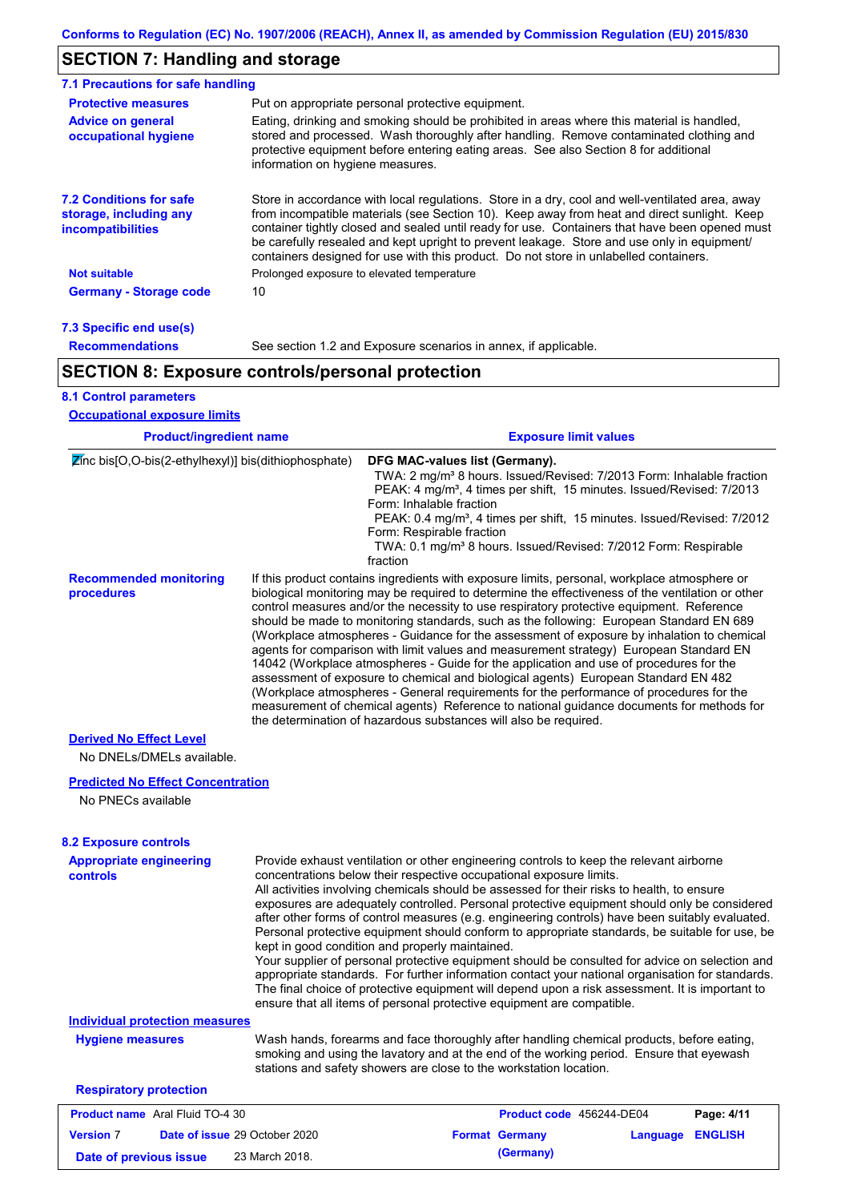Conforms to Regulation (EC) No. 1907/2006 (REACH), Annex II, as amended by Commission Regulation (EU) 2015/830

## SECTION 7: Handling and storage

### 7.1 Precautions for safe handling

**Protective measures** Put on appropriate personal protective equipment.

**Advice on general occupational hygiene** Eating, drinking and smoking should be prohibited in areas where this material is handled, stored and processed. Wash thoroughly after handling. Remove contaminated clothing and protective equipment before entering eating areas. See also Section 8 for additional information on hygiene measures.

### 7.2 Conditions for safe storage, including any incompatibilities

Store in accordance with local regulations. Store in a dry, cool and well-ventilated area, away from incompatible materials (see Section 10). Keep away from heat and direct sunlight. Keep container tightly closed and sealed until ready for use. Containers that have been opened must be carefully resealed and kept upright to prevent leakage. Store and use only in equipment/ containers designed for use with this product. Do not store in unlabelled containers.

**Not suitable** Prolonged exposure to elevated temperature

**Germany - Storage code** 10

### 7.3 Specific end use(s)

**Recommendations** See section 1.2 and Exposure scenarios in annex, if applicable.

## SECTION 8: Exposure controls/personal protection

### 8.1 Control parameters

**Occupational exposure limits**

| Product/ingredient name | Exposure limit values |
|---|---|
| Zinc bis[O,O-bis(2-ethylhexyl)] bis(dithiophosphate) | **DFG MAC-values list (Germany).**<br>TWA: 2 mg/m³ 8 hours. Issued/Revised: 7/2013 Form: Inhalable fraction<br>PEAK: 4 mg/m³, 4 times per shift, 15 minutes. Issued/Revised: 7/2013 Form: Inhalable fraction<br>PEAK: 0.4 mg/m³, 4 times per shift, 15 minutes. Issued/Revised: 7/2012 Form: Respirable fraction<br>TWA: 0.1 mg/m³ 8 hours. Issued/Revised: 7/2012 Form: Respirable fraction |

**Recommended monitoring procedures** If this product contains ingredients with exposure limits, personal, workplace atmosphere or biological monitoring may be required to determine the effectiveness of the ventilation or other control measures and/or the necessity to use respiratory protective equipment. Reference should be made to monitoring standards, such as the following: European Standard EN 689 (Workplace atmospheres - Guidance for the assessment of exposure by inhalation to chemical agents for comparison with limit values and measurement strategy) European Standard EN 14042 (Workplace atmospheres - Guide for the application and use of procedures for the assessment of exposure to chemical and biological agents) European Standard EN 482 (Workplace atmospheres - General requirements for the performance of procedures for the measurement of chemical agents) Reference to national guidance documents for methods for the determination of hazardous substances will also be required.

**Derived No Effect Level**

No DNELs/DMELs available.

**Predicted No Effect Concentration**

No PNECs available

### 8.2 Exposure controls

**Appropriate engineering controls** Provide exhaust ventilation or other engineering controls to keep the relevant airborne concentrations below their respective occupational exposure limits.
All activities involving chemicals should be assessed for their risks to health, to ensure exposures are adequately controlled. Personal protective equipment should only be considered after other forms of control measures (e.g. engineering controls) have been suitably evaluated. Personal protective equipment should conform to appropriate standards, be suitable for use, be kept in good condition and properly maintained.
Your supplier of personal protective equipment should be consulted for advice on selection and appropriate standards. For further information contact your national organisation for standards. The final choice of protective equipment will depend upon a risk assessment. It is important to ensure that all items of personal protective equipment are compatible.

**Individual protection measures**

**Hygiene measures** Wash hands, forearms and face thoroughly after handling chemical products, before eating, smoking and using the lavatory and at the end of the working period. Ensure that eyewash stations and safety showers are close to the workstation location.

**Respiratory protection**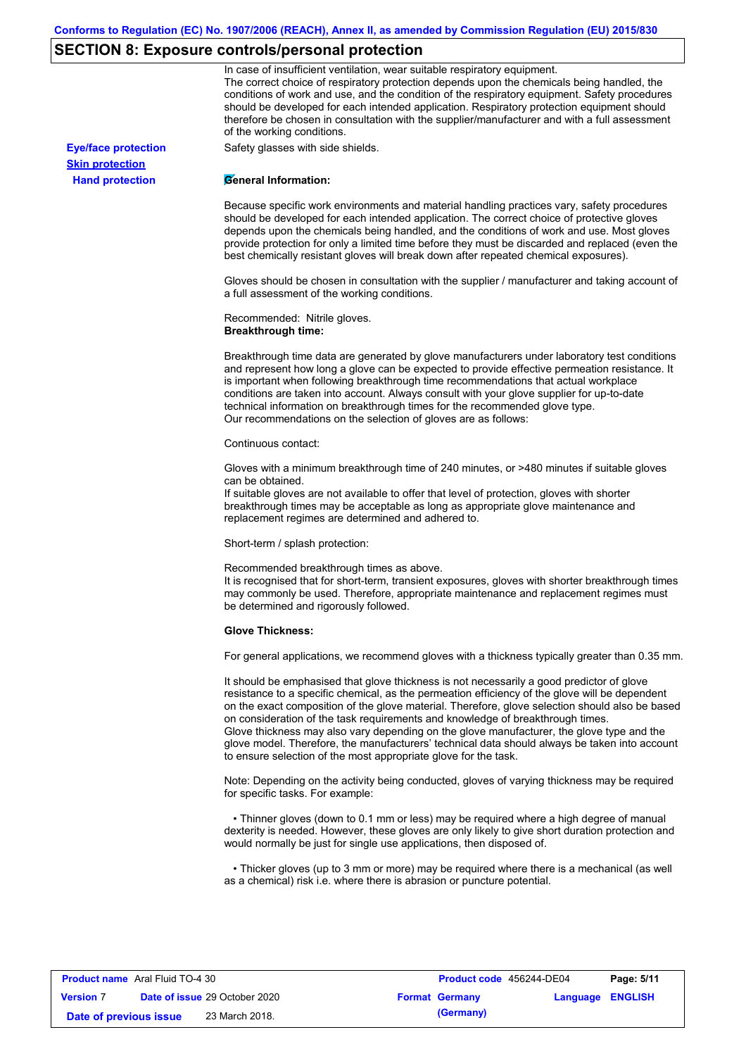## SECTION 8: Exposure controls/personal protection

In case of insufficient ventilation, wear suitable respiratory equipment.
The correct choice of respiratory protection depends upon the chemicals being handled, the conditions of work and use, and the condition of the respiratory equipment. Safety procedures should be developed for each intended application. Respiratory protection equipment should therefore be chosen in consultation with the supplier/manufacturer and with a full assessment of the working conditions.

**Eye/face protection**

Safety glasses with side shields.

**Skin protection**

**Hand protection**

**General Information:**

Because specific work environments and material handling practices vary, safety procedures should be developed for each intended application. The correct choice of protective gloves depends upon the chemicals being handled, and the conditions of work and use. Most gloves provide protection for only a limited time before they must be discarded and replaced (even the best chemically resistant gloves will break down after repeated chemical exposures).

Gloves should be chosen in consultation with the supplier / manufacturer and taking account of a full assessment of the working conditions.

Recommended: Nitrile gloves.

**Breakthrough time:**

Breakthrough time data are generated by glove manufacturers under laboratory test conditions and represent how long a glove can be expected to provide effective permeation resistance. It is important when following breakthrough time recommendations that actual workplace conditions are taken into account. Always consult with your glove supplier for up-to-date technical information on breakthrough times for the recommended glove type.
Our recommendations on the selection of gloves are as follows:

Continuous contact:

Gloves with a minimum breakthrough time of 240 minutes, or >480 minutes if suitable gloves can be obtained.
If suitable gloves are not available to offer that level of protection, gloves with shorter breakthrough times may be acceptable as long as appropriate glove maintenance and replacement regimes are determined and adhered to.

Short-term / splash protection:

Recommended breakthrough times as above.
It is recognised that for short-term, transient exposures, gloves with shorter breakthrough times may commonly be used. Therefore, appropriate maintenance and replacement regimes must be determined and rigorously followed.

**Glove Thickness:**

For general applications, we recommend gloves with a thickness typically greater than 0.35 mm.

It should be emphasised that glove thickness is not necessarily a good predictor of glove resistance to a specific chemical, as the permeation efficiency of the glove will be dependent on the exact composition of the glove material. Therefore, glove selection should also be based on consideration of the task requirements and knowledge of breakthrough times.
Glove thickness may also vary depending on the glove manufacturer, the glove type and the glove model. Therefore, the manufacturers' technical data should always be taken into account to ensure selection of the most appropriate glove for the task.

Note: Depending on the activity being conducted, gloves of varying thickness may be required for specific tasks. For example:

- Thinner gloves (down to 0.1 mm or less) may be required where a high degree of manual dexterity is needed. However, these gloves are only likely to give short duration protection and would normally be just for single use applications, then disposed of.

- Thicker gloves (up to 3 mm or more) may be required where there is a mechanical (as well as a chemical) risk i.e. where there is abrasion or puncture potential.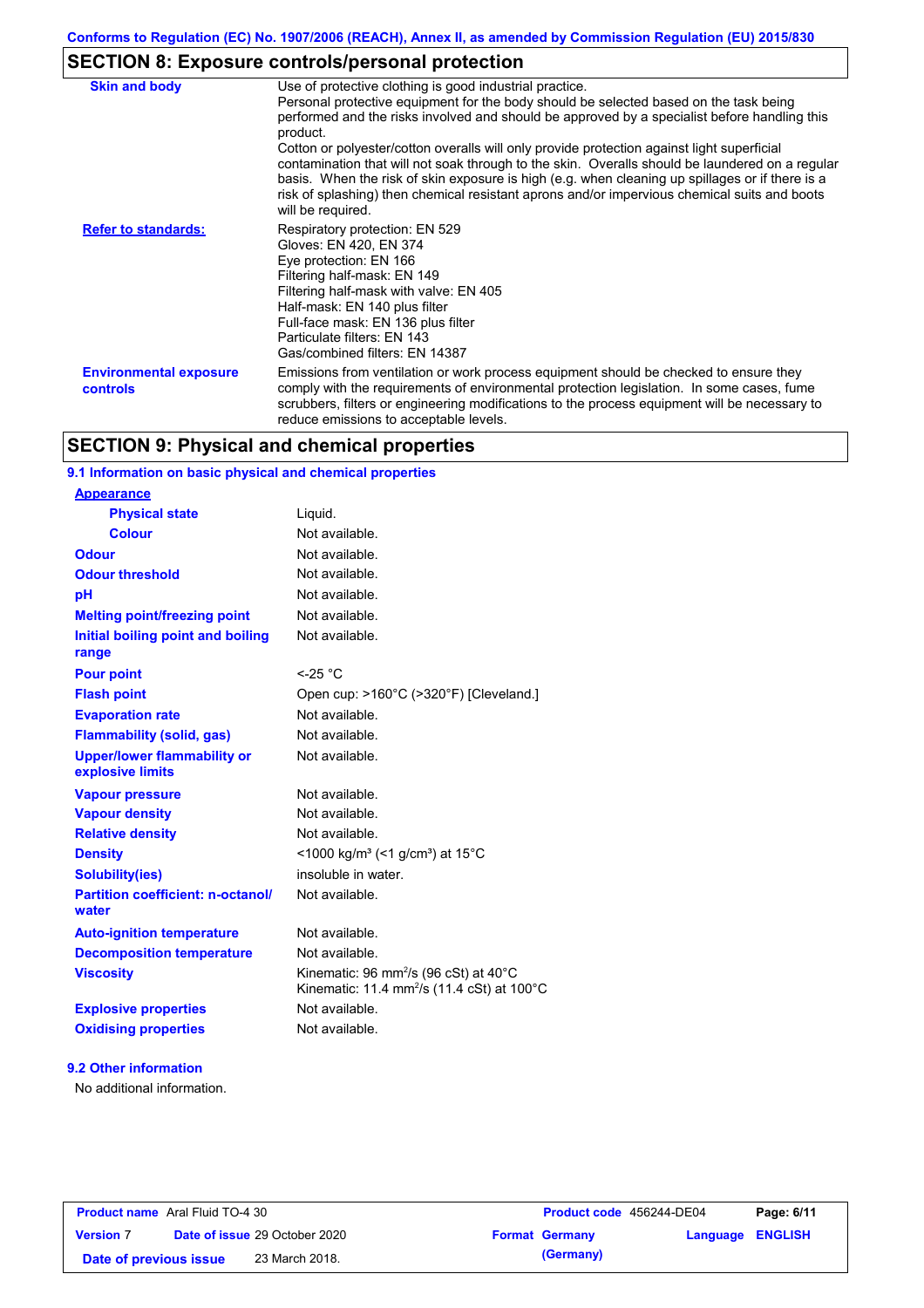## SECTION 8: Exposure controls/personal protection

| | |
|---|---|
| **Skin and body** | Use of protective clothing is good industrial practice. Personal protective equipment for the body should be selected based on the task being performed and the risks involved and should be approved by a specialist before handling this product. Cotton or polyester/cotton overalls will only provide protection against light superficial contamination that will not soak through to the skin. Overalls should be laundered on a regular basis. When the risk of skin exposure is high (e.g. when cleaning up spillages or if there is a risk of splashing) then chemical resistant aprons and/or impervious chemical suits and boots will be required. |
| **Refer to standards:** | Respiratory protection: EN 529<br>Gloves: EN 420, EN 374<br>Eye protection: EN 166<br>Filtering half-mask: EN 149<br>Filtering half-mask with valve: EN 405<br>Half-mask: EN 140 plus filter<br>Full-face mask: EN 136 plus filter<br>Particulate filters: EN 143<br>Gas/combined filters: EN 14387 |
| **Environmental exposure controls** | Emissions from ventilation or work process equipment should be checked to ensure they comply with the requirements of environmental protection legislation. In some cases, fume scrubbers, filters or engineering modifications to the process equipment will be necessary to reduce emissions to acceptable levels. |

## SECTION 9: Physical and chemical properties

### 9.1 Information on basic physical and chemical properties

| | |
|---|---|
| **Appearance** | |
| **Physical state** | Liquid. |
| **Colour** | Not available. |
| **Odour** | Not available. |
| **Odour threshold** | Not available. |
| **pH** | Not available. |
| **Melting point/freezing point** | Not available. |
| **Initial boiling point and boiling range** | Not available. |
| **Pour point** | <-25 °C |
| **Flash point** | Open cup: >160°C (>320°F) [Cleveland.] |
| **Evaporation rate** | Not available. |
| **Flammability (solid, gas)** | Not available. |
| **Upper/lower flammability or explosive limits** | Not available. |
| **Vapour pressure** | Not available. |
| **Vapour density** | Not available. |
| **Relative density** | Not available. |
| **Density** | <1000 kg/m³ (<1 g/cm³) at 15°C |
| **Solubility(ies)** | insoluble in water. |
| **Partition coefficient: n-octanol/water** | Not available. |
| **Auto-ignition temperature** | Not available. |
| **Decomposition temperature** | Not available. |
| **Viscosity** | Kinematic: 96 $mm^2/s$ (96 cSt) at 40°C<br>Kinematic: 11.4 $mm^2/s$ (11.4 cSt) at 100°C |
| **Explosive properties** | Not available. |
| **Oxidising properties** | Not available. |

### 9.2 Other information

No additional information.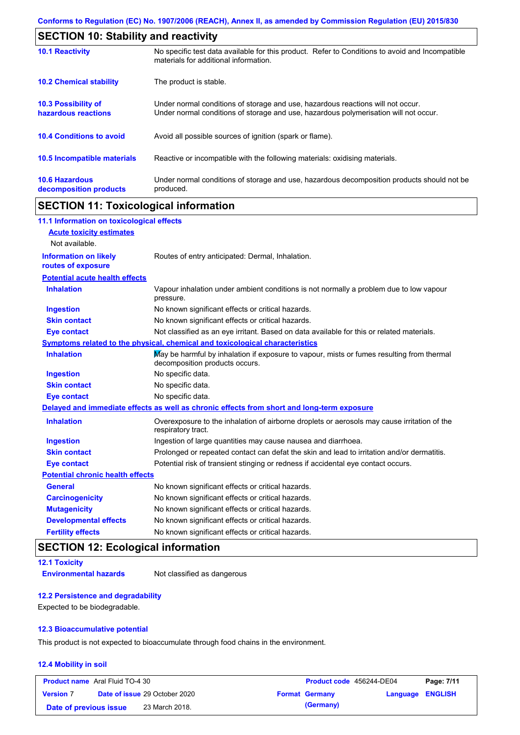## SECTION 10: Stability and reactivity

| | |
|---|---|
| **10.1 Reactivity** | No specific test data available for this product. Refer to Conditions to avoid and Incompatible materials for additional information. |
| **10.2 Chemical stability** | The product is stable. |
| **10.3 Possibility of hazardous reactions** | Under normal conditions of storage and use, hazardous reactions will not occur. Under normal conditions of storage and use, hazardous polymerisation will not occur. |
| **10.4 Conditions to avoid** | Avoid all possible sources of ignition (spark or flame). |
| **10.5 Incompatible materials** | Reactive or incompatible with the following materials: oxidising materials. |
| **10.6 Hazardous decomposition products** | Under normal conditions of storage and use, hazardous decomposition products should not be produced. |

## SECTION 11: Toxicological information

### 11.1 Information on toxicological effects

**Acute toxicity estimates**

Not available.

| | |
|---|---|
| **Information on likely routes of exposure** | Routes of entry anticipated: Dermal, Inhalation. |

**Potential acute health effects**

| | |
|---|---|
| **Inhalation** | Vapour inhalation under ambient conditions is not normally a problem due to low vapour pressure. |
| **Ingestion** | No known significant effects or critical hazards. |
| **Skin contact** | No known significant effects or critical hazards. |
| **Eye contact** | Not classified as an eye irritant. Based on data available for this or related materials. |

**Symptoms related to the physical, chemical and toxicological characteristics**

| | |
|---|---|
| **Inhalation** | May be harmful by inhalation if exposure to vapour, mists or fumes resulting from thermal decomposition products occurs. |
| **Ingestion** | No specific data. |
| **Skin contact** | No specific data. |
| **Eye contact** | No specific data. |

**Delayed and immediate effects as well as chronic effects from short and long-term exposure**

| | |
|---|---|
| **Inhalation** | Overexposure to the inhalation of airborne droplets or aerosols may cause irritation of the respiratory tract. |
| **Ingestion** | Ingestion of large quantities may cause nausea and diarrhoea. |
| **Skin contact** | Prolonged or repeated contact can defat the skin and lead to irritation and/or dermatitis. |
| **Eye contact** | Potential risk of transient stinging or redness if accidental eye contact occurs. |

**Potential chronic health effects**

| | |
|---|---|
| **General** | No known significant effects or critical hazards. |
| **Carcinogenicity** | No known significant effects or critical hazards. |
| **Mutagenicity** | No known significant effects or critical hazards. |
| **Developmental effects** | No known significant effects or critical hazards. |
| **Fertility effects** | No known significant effects or critical hazards. |

## SECTION 12: Ecological information

### 12.1 Toxicity

| | |
|---|---|
| **Environmental hazards** | Not classified as dangerous |

### 12.2 Persistence and degradability

Expected to be biodegradable.

### 12.3 Bioaccumulative potential

This product is not expected to bioaccumulate through food chains in the environment.

### 12.4 Mobility in soil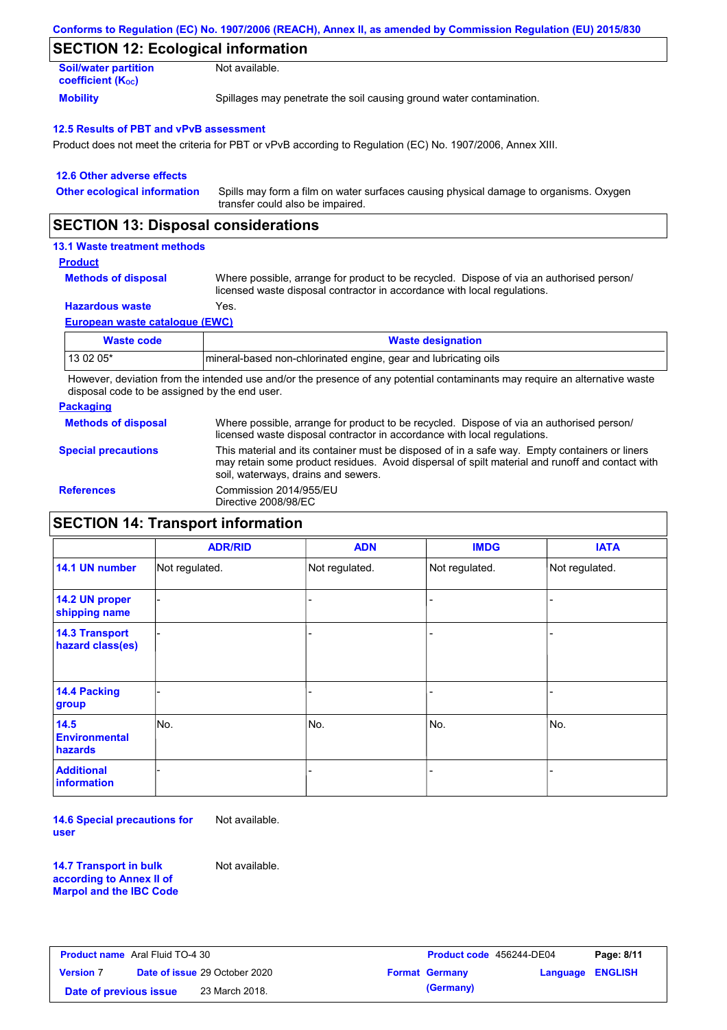Conforms to Regulation (EC) No. 1907/2006 (REACH), Annex II, as amended by Commission Regulation (EU) 2015/830

## SECTION 12: Ecological information

**Soil/water partition coefficient ($K_{OC}$)**: Not available.

**Mobility**: Spillages may penetrate the soil causing ground water contamination.

### 12.5 Results of PBT and vPvB assessment

Product does not meet the criteria for PBT or vPvB according to Regulation (EC) No. 1907/2006, Annex XIII.

### 12.6 Other adverse effects

**Other ecological information**: Spills may form a film on water surfaces causing physical damage to organisms. Oxygen transfer could also be impaired.

## SECTION 13: Disposal considerations

### 13.1 Waste treatment methods

**Product**

**Methods of disposal**: Where possible, arrange for product to be recycled. Dispose of via an authorised person/ licensed waste disposal contractor in accordance with local regulations.

**Hazardous waste**: Yes.

**European waste catalogue (EWC)**

| Waste code | Waste designation |
|---|---|
| 13 02 05* | mineral-based non-chlorinated engine, gear and lubricating oils |

However, deviation from the intended use and/or the presence of any potential contaminants may require an alternative waste disposal code to be assigned by the end user.

**Packaging**

**Methods of disposal**: Where possible, arrange for product to be recycled. Dispose of via an authorised person/ licensed waste disposal contractor in accordance with local regulations.

**Special precautions**: This material and its container must be disposed of in a safe way. Empty containers or liners may retain some product residues. Avoid dispersal of spilt material and runoff and contact with soil, waterways, drains and sewers.

**References**: Commission 2014/955/EU
Directive 2008/98/EC

## SECTION 14: Transport information

| | ADR/RID | ADN | IMDG | IATA |
|---|---|---|---|---|
| 14.1 UN number | Not regulated. | Not regulated. | Not regulated. | Not regulated. |
| 14.2 UN proper shipping name | - | - | - | - |
| 14.3 Transport hazard class(es) | - | - | - | - |
| 14.4 Packing group | - | - | - | - |
| 14.5 Environmental hazards | No. | No. | No. | No. |
| Additional information | - | - | - | - |

**14.6 Special precautions for user**: Not available.

**14.7 Transport in bulk according to Annex II of Marpol and the IBC Code**: Not available.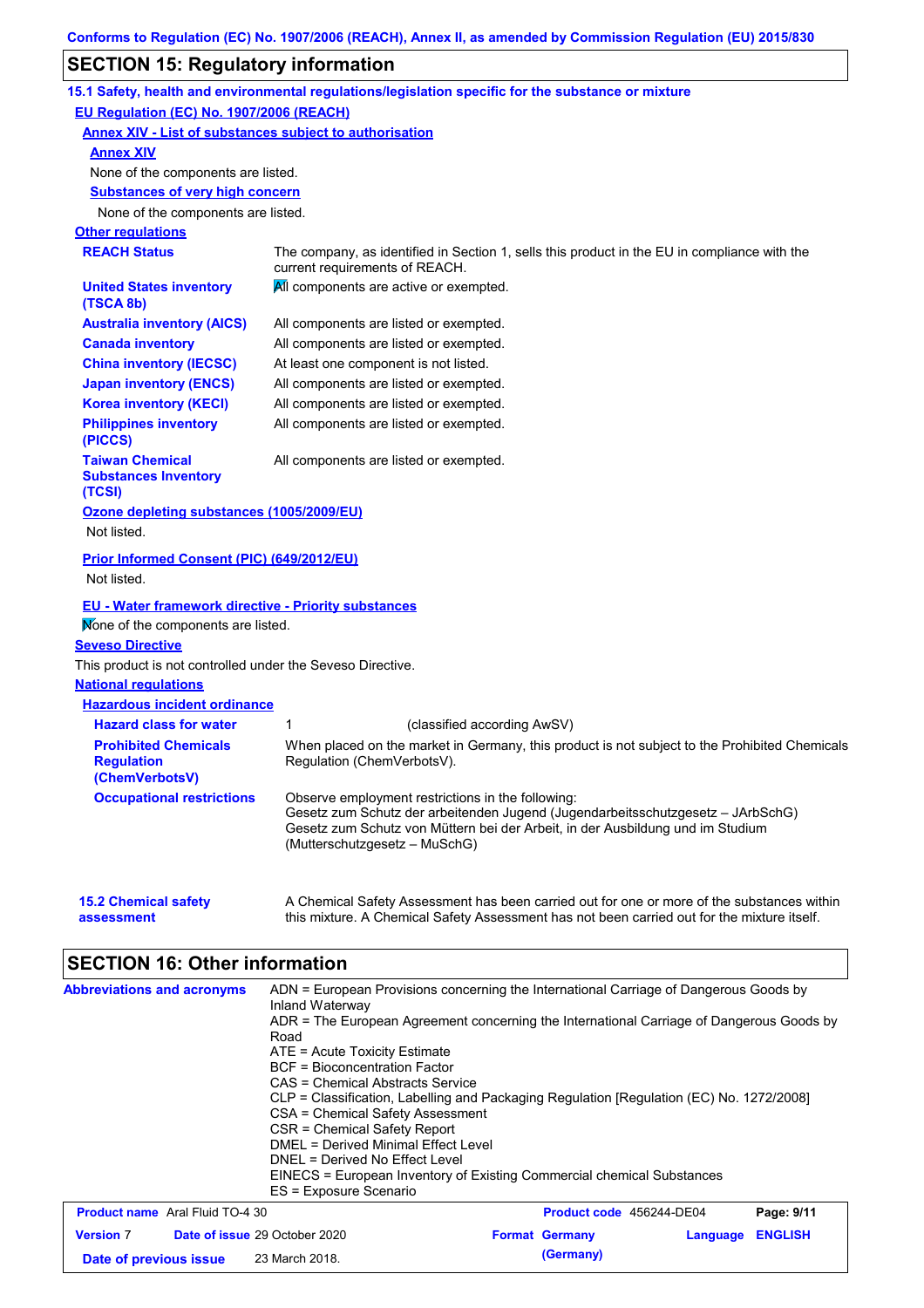Conforms to Regulation (EC) No. 1907/2006 (REACH), Annex II, as amended by Commission Regulation (EU) 2015/830

## SECTION 15: Regulatory information

### 15.1 Safety, health and environmental regulations/legislation specific for the substance or mixture

**EU Regulation (EC) No. 1907/2006 (REACH)**

**Annex XIV - List of substances subject to authorisation**

**Annex XIV**

None of the components are listed.

**Substances of very high concern**

None of the components are listed.

**Other regulations**

| | |
|---|---|
| **REACH Status** | The company, as identified in Section 1, sells this product in the EU in compliance with the current requirements of REACH. |
| **United States inventory (TSCA 8b)** | All components are active or exempted. |
| **Australia inventory (AICS)** | All components are listed or exempted. |
| **Canada inventory** | All components are listed or exempted. |
| **China inventory (IECSC)** | At least one component is not listed. |
| **Japan inventory (ENCS)** | All components are listed or exempted. |
| **Korea inventory (KECI)** | All components are listed or exempted. |
| **Philippines inventory (PICCS)** | All components are listed or exempted. |
| **Taiwan Chemical Substances Inventory (TCSI)** | All components are listed or exempted. |

**Ozone depleting substances (1005/2009/EU)**

Not listed.

**Prior Informed Consent (PIC) (649/2012/EU)**

Not listed.

**EU - Water framework directive - Priority substances**

None of the components are listed.

**Seveso Directive**

This product is not controlled under the Seveso Directive.

**National regulations**

**Hazardous incident ordinance**

| | |
|---|---|
| **Hazard class for water** | 1 (classified according AwSV) |
| **Prohibited Chemicals Regulation (ChemVerbotsV)** | When placed on the market in Germany, this product is not subject to the Prohibited Chemicals Regulation (ChemVerbotsV). |
| **Occupational restrictions** | Observe employment restrictions in the following:<br>Gesetz zum Schutz der arbeitenden Jugend (Jugendarbeitsschutzgesetz – JArbSchG)<br>Gesetz zum Schutz von Müttern bei der Arbeit, in der Ausbildung und im Studium (Mutterschutzgesetz – MuSchG) |

**15.2 Chemical safety assessment**

A Chemical Safety Assessment has been carried out for one or more of the substances within this mixture. A Chemical Safety Assessment has not been carried out for the mixture itself.

## SECTION 16: Other information

**Abbreviations and acronyms**

ADN = European Provisions concerning the International Carriage of Dangerous Goods by Inland Waterway
ADR = The European Agreement concerning the International Carriage of Dangerous Goods by Road
ATE = Acute Toxicity Estimate
BCF = Bioconcentration Factor
CAS = Chemical Abstracts Service
CLP = Classification, Labelling and Packaging Regulation [Regulation (EC) No. 1272/2008]
CSA = Chemical Safety Assessment
CSR = Chemical Safety Report
DMEL = Derived Minimal Effect Level
DNEL = Derived No Effect Level
EINECS = European Inventory of Existing Commercial chemical Substances
ES = Exposure Scenario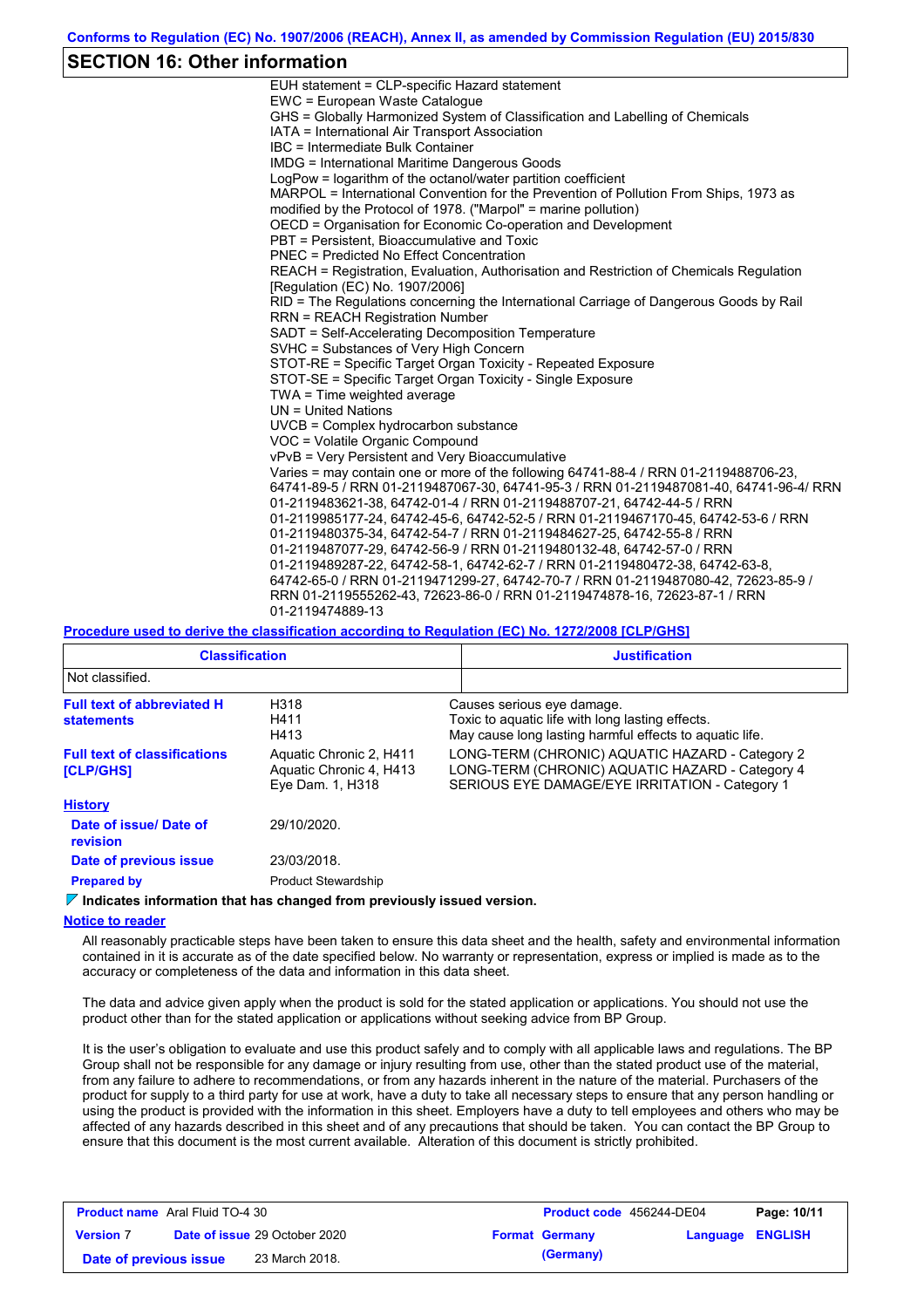## SECTION 16: Other information

EUH statement = CLP-specific Hazard statement
EWC = European Waste Catalogue
GHS = Globally Harmonized System of Classification and Labelling of Chemicals
IATA = International Air Transport Association
IBC = Intermediate Bulk Container
IMDG = International Maritime Dangerous Goods
LogPow = logarithm of the octanol/water partition coefficient
MARPOL = International Convention for the Prevention of Pollution From Ships, 1973 as modified by the Protocol of 1978. ("Marpol" = marine pollution)
OECD = Organisation for Economic Co-operation and Development
PBT = Persistent, Bioaccumulative and Toxic
PNEC = Predicted No Effect Concentration
REACH = Registration, Evaluation, Authorisation and Restriction of Chemicals Regulation [Regulation (EC) No. 1907/2006]
RID = The Regulations concerning the International Carriage of Dangerous Goods by Rail
RRN = REACH Registration Number
SADT = Self-Accelerating Decomposition Temperature
SVHC = Substances of Very High Concern
STOT-RE = Specific Target Organ Toxicity - Repeated Exposure
STOT-SE = Specific Target Organ Toxicity - Single Exposure
TWA = Time weighted average
UN = United Nations
UVCB = Complex hydrocarbon substance
VOC = Volatile Organic Compound
vPvB = Very Persistent and Very Bioaccumulative
Varies = may contain one or more of the following 64741-88-4 / RRN 01-2119488706-23, 64741-89-5 / RRN 01-2119487067-30, 64741-95-3 / RRN 01-2119487081-40, 64741-96-4/ RRN 01-2119483621-38, 64742-01-4 / RRN 01-2119488707-21, 64742-44-5 / RRN 01-2119985177-24, 64742-45-6, 64742-52-5 / RRN 01-2119467170-45, 64742-53-6 / RRN 01-2119480375-34, 64742-54-7 / RRN 01-2119484627-25, 64742-55-8 / RRN 01-2119487077-29, 64742-56-9 / RRN 01-2119480132-48, 64742-57-0 / RRN 01-2119489287-22, 64742-58-1, 64742-62-7 / RRN 01-2119480472-38, 64742-63-8, 64742-65-0 / RRN 01-2119471299-27, 64742-70-7 / RRN 01-2119487080-42, 72623-85-9 / RRN 01-2119555262-43, 72623-86-0 / RRN 01-2119474878-16, 72623-87-1 / RRN 01-2119474889-13

**Procedure used to derive the classification according to Regulation (EC) No. 1272/2008 [CLP/GHS]**

| Classification | Justification |
|---|---|
| Not classified. | |

**Full text of abbreviated H statements**

| | |
|---|---|
| H318 | Causes serious eye damage. |
| H411 | Toxic to aquatic life with long lasting effects. |
| H413 | May cause long lasting harmful effects to aquatic life. |

**Full text of classifications [CLP/GHS]**

| | |
|---|---|
| Aquatic Chronic 2, H411 | LONG-TERM (CHRONIC) AQUATIC HAZARD - Category 2 |
| Aquatic Chronic 4, H413 | LONG-TERM (CHRONIC) AQUATIC HAZARD - Category 4 |
| Eye Dam. 1, H318 | SERIOUS EYE DAMAGE/EYE IRRITATION - Category 1 |

**History**

**Date of issue/ Date of revision**: 29/10/2020.
**Date of previous issue**: 23/03/2018.
**Prepared by**: Product Stewardship

**Indicates information that has changed from previously issued version.**

**Notice to reader**

All reasonably practicable steps have been taken to ensure this data sheet and the health, safety and environmental information contained in it is accurate as of the date specified below. No warranty or representation, express or implied is made as to the accuracy or completeness of the data and information in this data sheet.

The data and advice given apply when the product is sold for the stated application or applications. You should not use the product other than for the stated application or applications without seeking advice from BP Group.

It is the user's obligation to evaluate and use this product safely and to comply with all applicable laws and regulations. The BP Group shall not be responsible for any damage or injury resulting from use, other than the stated product use of the material, from any failure to adhere to recommendations, or from any hazards inherent in the nature of the material. Purchasers of the product for supply to a third party for use at work, have a duty to take all necessary steps to ensure that any person handling or using the product is provided with the information in this sheet. Employers have a duty to tell employees and others who may be affected of any hazards described in this sheet and of any precautions that should be taken. You can contact the BP Group to ensure that this document is the most current available. Alteration of this document is strictly prohibited.